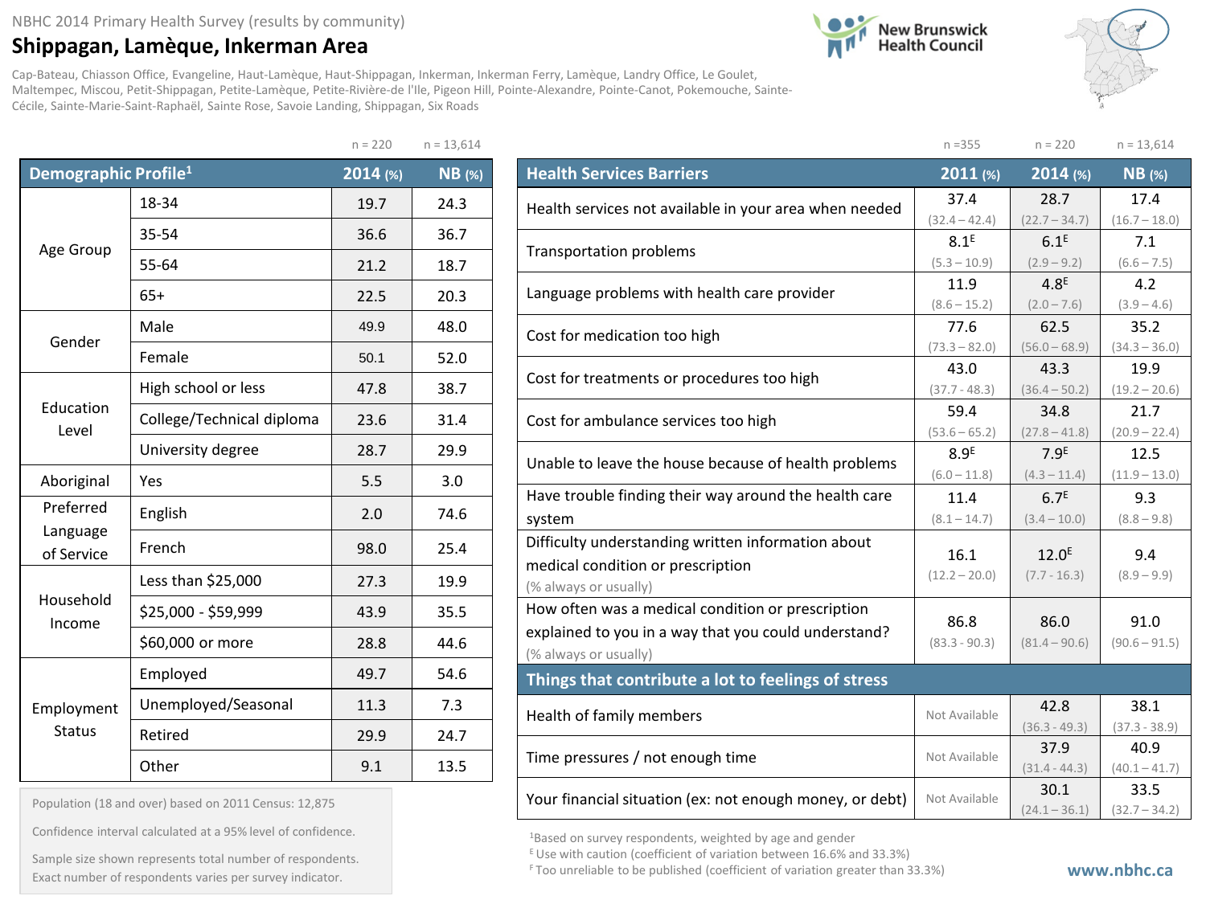NBHC 2014 Primary Health Survey (results by community)

# Shippagan, Lamèque, Inkerman Area

Cap-Bateau, Chiasson Office, Evangeline, Haut-Lamèque, Haut-Shippagan, Inkerman, Inkerman Ferry, Lamèque, Landry Office, Le Goulet, Maltempec, Miscou, Petit-Shippagan, Petite-Lamèque, Petite-Rivière-de l'Ile, Pigeon Hill, Pointe-Alexandre, Pointe-Canot, Pokemouche, Sainte-Cécile, Sainte-Marie-Saint-Raphaël, Sainte Rose, Savoie Landing, Shippagan, Six Roads

New Brunswick Health Council

| Demographic Profile[1] | | 2014 (%) n = 220 | NB (%) n = 13,614 |
|---|---|---|---|
| Age Group | 18-34 | 19.7 | 24.3 |
| | 35-54 | 36.6 | 36.7 |
| | 55-64 | 21.2 | 18.7 |
| | 65+ | 22.5 | 20.3 |
| Gender | Male | 49.9 | 48.0 |
| | Female | 50.1 | 52.0 |
| Education Level | High school or less | 47.8 | 38.7 |
| | College/Technical diploma | 23.6 | 31.4 |
| | University degree | 28.7 | 29.9 |
| Aboriginal | Yes | 5.5 | 3.0 |
| Preferred Language of Service | English | 2.0 | 74.6 |
| | French | 98.0 | 25.4 |
| Household Income | Less than $25,000 | 27.3 | 19.9 |
| | $25,000 - $59,999 | 43.9 | 35.5 |
| | $60,000 or more | 28.8 | 44.6 |
| Employment Status | Employed | 49.7 | 54.6 |
| | Unemployed/Seasonal | 11.3 | 7.3 |
| | Retired | 29.9 | 24.7 |
| | Other | 9.1 | 13.5 |

Population (18 and over) based on 2011 Census: 12,875

Confidence interval calculated at a 95% level of confidence.

Sample size shown represents total number of respondents. Exact number of respondents varies per survey indicator.

| Health Services Barriers | 2011 (%) n = 355 | 2014 (%) n = 220 | NB (%) n = 13,614 |
|---|---|---|---|
| Health services not available in your area when needed | 37.4 (32.4 – 42.4) | 28.7 (22.7 – 34.7) | 17.4 (16.7 – 18.0) |
| Transportation problems | 8.1[E] (5.3 – 10.9) | 6.1[E] (2.9 – 9.2) | 7.1 (6.6 – 7.5) |
| Language problems with health care provider | 11.9 (8.6 – 15.2) | 4.8[E] (2.0 – 7.6) | 4.2 (3.9 – 4.6) |
| Cost for medication too high | 77.6 (73.3 – 82.0) | 62.5 (56.0 – 68.9) | 35.2 (34.3 – 36.0) |
| Cost for treatments or procedures too high | 43.0 (37.7 - 48.3) | 43.3 (36.4 – 50.2) | 19.9 (19.2 – 20.6) |
| Cost for ambulance services too high | 59.4 (53.6 – 65.2) | 34.8 (27.8 – 41.8) | 21.7 (20.9 – 22.4) |
| Unable to leave the house because of health problems | 8.9[E] (6.0 – 11.8) | 7.9[E] (4.3 – 11.4) | 12.5 (11.9 – 13.0) |
| Have trouble finding their way around the health care system | 11.4 (8.1 – 14.7) | 6.7[E] (3.4 – 10.0) | 9.3 (8.8 – 9.8) |
| Difficulty understanding written information about medical condition or prescription (% always or usually) | 16.1 (12.2 – 20.0) | 12.0[E] (7.7 - 16.3) | 9.4 (8.9 – 9.9) |
| How often was a medical condition or prescription explained to you in a way that you could understand? (% always or usually) | 86.8 (83.3 - 90.3) | 86.0 (81.4 – 90.6) | 91.0 (90.6 – 91.5) |
| **Things that contribute a lot to feelings of stress** | | | |
| Health of family members | Not Available | 42.8 (36.3 - 49.3) | 38.1 (37.3 - 38.9) |
| Time pressures / not enough time | Not Available | 37.9 (31.4 - 44.3) | 40.9 (40.1 – 41.7) |
| Your financial situation (ex: not enough money, or debt) | Not Available | 30.1 (24.1 – 36.1) | 33.5 (32.7 – 34.2) |

[1] Based on survey respondents, weighted by age and gender

[E] Use with caution (coefficient of variation between 16.6% and 33.3%)

[F] Too unreliable to be published (coefficient of variation greater than 33.3%)

www.nbhc.ca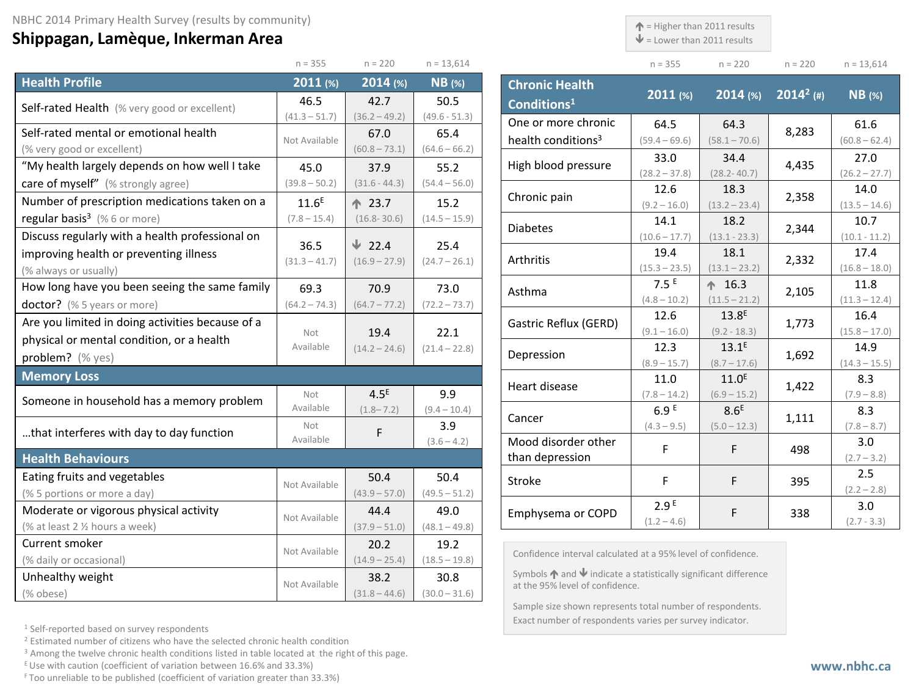NBHC 2014 Primary Health Survey (results by community)

## Shippagan, Lamèque, Inkerman Area

↑ = Higher than 2011 results
↓ = Lower than 2011 results

| Health Profile | 2011 (%) n = 355 | 2014 (%) n = 220 | NB (%) n = 13,614 |
|---|---|---|---|
| Self-rated Health (% very good or excellent) | 46.5 (41.3 – 51.7) | 42.7 (36.2 – 49.2) | 50.5 (49.6 - 51.3) |
| Self-rated mental or emotional health (% very good or excellent) | Not Available | 67.0 (60.8 – 73.1) | 65.4 (64.6 – 66.2) |
| "My health largely depends on how well I take care of myself" (% strongly agree) | 45.0 (39.8 – 50.2) | 37.9 (31.6 - 44.3) | 55.2 (54.4 – 56.0) |
| Number of prescription medications taken on a regular basis[3] (% 6 or more) | 11.6[E] (7.8 – 15.4) | ↑ 23.7 (16.8- 30.6) | 15.2 (14.5 – 15.9) |
| Discuss regularly with a health professional on improving health or preventing illness (% always or usually) | 36.5 (31.3 – 41.7) | ↓ 22.4 (16.9 – 27.9) | 25.4 (24.7 – 26.1) |
| How long have you been seeing the same family doctor? (% 5 years or more) | 69.3 (64.2 – 74.3) | 70.9 (64.7 – 77.2) | 73.0 (72.2 – 73.7) |
| Are you limited in doing activities because of a physical or mental condition, or a health problem? (% yes) | Not Available | 19.4 (14.2 – 24.6) | 22.1 (21.4 – 22.8) |
| **Memory Loss** | | | |
| Someone in household has a memory problem | Not Available | 4.5[E] (1.8– 7.2) | 9.9 (9.4 – 10.4) |
| …that interferes with day to day function | Not Available | F | 3.9 (3.6 – 4.2) |
| **Health Behaviours** | | | |
| Eating fruits and vegetables (% 5 portions or more a day) | Not Available | 50.4 (43.9 – 57.0) | 50.4 (49.5 – 51.2) |
| Moderate or vigorous physical activity (% at least 2 ½ hours a week) | Not Available | 44.4 (37.9 – 51.0) | 49.0 (48.1 – 49.8) |
| Current smoker (% daily or occasional) | Not Available | 20.2 (14.9 – 25.4) | 19.2 (18.5 – 19.8) |
| Unhealthy weight (% obese) | Not Available | 38.2 (31.8 – 44.6) | 30.8 (30.0 – 31.6) |

| Chronic Health Conditions[1] | 2011 (%) n = 355 | 2014 (%) n = 220 | 2014[2] (#) n = 220 | NB (%) n = 13,614 |
|---|---|---|---|---|
| One or more chronic health conditions[3] | 64.5 (59.4 – 69.6) | 64.3 (58.1 – 70.6) | 8,283 | 61.6 (60.8 – 62.4) |
| High blood pressure | 33.0 (28.2 – 37.8) | 34.4 (28.2- 40.7) | 4,435 | 27.0 (26.2 – 27.7) |
| Chronic pain | 12.6 (9.2 – 16.0) | 18.3 (13.2 – 23.4) | 2,358 | 14.0 (13.5 – 14.6) |
| Diabetes | 14.1 (10.6 – 17.7) | 18.2 (13.1 - 23.3) | 2,344 | 10.7 (10.1 - 11.2) |
| Arthritis | 19.4 (15.3 – 23.5) | 18.1 (13.1 – 23.2) | 2,332 | 17.4 (16.8 – 18.0) |
| Asthma | 7.5[E] (4.8 – 10.2) | ↑ 16.3 (11.5 – 21.2) | 2,105 | 11.8 (11.3 – 12.4) |
| Gastric Reflux (GERD) | 12.6 (9.1 – 16.0) | 13.8[E] (9.2 - 18.3) | 1,773 | 16.4 (15.8 – 17.0) |
| Depression | 12.3 (8.9 – 15.7) | 13.1[E] (8.7 – 17.6) | 1,692 | 14.9 (14.3 – 15.5) |
| Heart disease | 11.0 (7.8 – 14.2) | 11.0[E] (6.9 – 15.2) | 1,422 | 8.3 (7.9 – 8.8) |
| Cancer | 6.9[E] (4.3 – 9.5) | 8.6[E] (5.0 – 12.3) | 1,111 | 8.3 (7.8 – 8.7) |
| Mood disorder other than depression | F | F | 498 | 3.0 (2.7 – 3.2) |
| Stroke | F | F | 395 | 2.5 (2.2 – 2.8) |
| Emphysema or COPD | 2.9[E] (1.2 – 4.6) | F | 338 | 3.0 (2.7 - 3.3) |

Confidence interval calculated at a 95% level of confidence.

Symbols ↑ and ↓ indicate a statistically significant difference at the 95% level of confidence.

Sample size shown represents total number of respondents. Exact number of respondents varies per survey indicator.

[1] Self-reported based on survey respondents
[2] Estimated number of citizens who have the selected chronic health condition
[3] Among the twelve chronic health conditions listed in table located at the right of this page.
[E] Use with caution (coefficient of variation between 16.6% and 33.3%)
[F] Too unreliable to be published (coefficient of variation greater than 33.3%)

www.nbhc.ca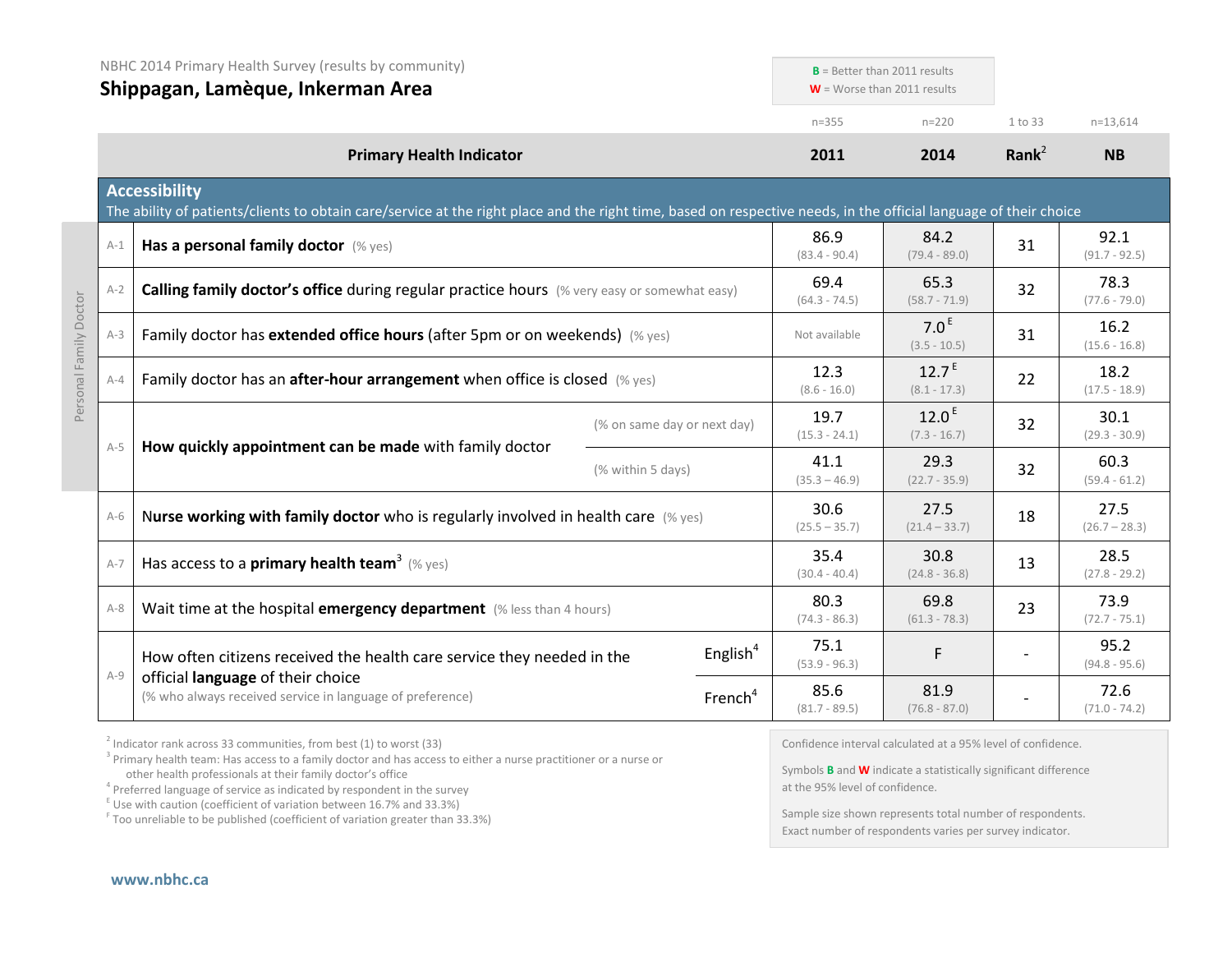NBHC 2014 Primary Health Survey (results by community)

# Shippagan, Lamèque, Inkerman Area

**B** = Better than 2011 results
**W** = Worse than 2011 results

| | Primary Health Indicator | | 2011 (n=355) | 2014 (n=220) | Rank[2] (1 to 33) | NB (n=13,614) |
|---|---|---|---|---|---|---|
| **Accessibility** — The ability of patients/clients to obtain care/service at the right place and the right time, based on respective needs, in the official language of their choice | | | | | | |
| A-1 | **Has a personal family doctor** (% yes) | | 86.9 (83.4 - 90.4) | 84.2 (79.4 - 89.0) | 31 | 92.1 (91.7 - 92.5) |
| A-2 | **Calling family doctor's office** during regular practice hours (% very easy or somewhat easy) | | 69.4 (64.3 - 74.5) | 65.3 (58.7 - 71.9) | 32 | 78.3 (77.6 - 79.0) |
| A-3 | Family doctor has **extended office hours** (after 5pm or on weekends) (% yes) | | Not available | 7.0 E (3.5 - 10.5) | 31 | 16.2 (15.6 - 16.8) |
| A-4 | Family doctor has an **after-hour arrangement** when office is closed (% yes) | | 12.3 (8.6 - 16.0) | 12.7 E (8.1 - 17.3) | 22 | 18.2 (17.5 - 18.9) |
| A-5 | **How quickly appointment can be made** with family doctor | (% on same day or next day) | 19.7 (15.3 - 24.1) | 12.0 E (7.3 - 16.7) | 32 | 30.1 (29.3 - 30.9) |
| | | (% within 5 days) | 41.1 (35.3 – 46.9) | 29.3 (22.7 - 35.9) | 32 | 60.3 (59.4 - 61.2) |
| A-6 | **Nurse working with family doctor** who is regularly involved in health care (% yes) | | 30.6 (25.5 – 35.7) | 27.5 (21.4 – 33.7) | 18 | 27.5 (26.7 – 28.3) |
| A-7 | Has access to a **primary health team**[3] (% yes) | | 35.4 (30.4 - 40.4) | 30.8 (24.8 - 36.8) | 13 | 28.5 (27.8 - 29.2) |
| A-8 | Wait time at the hospital **emergency department** (% less than 4 hours) | | 80.3 (74.3 - 86.3) | 69.8 (61.3 - 78.3) | 23 | 73.9 (72.7 - 75.1) |
| A-9 | How often citizens received the health care service they needed in the official **language** of their choice (% who always received service in language of preference) | English[4] | 75.1 (53.9 - 96.3) | F | - | 95.2 (94.8 - 95.6) |
| | | French[4] | 85.6 (81.7 - 89.5) | 81.9 (76.8 - 87.0) | - | 72.6 (71.0 - 74.2) |

Personal Family Doctor: A-1 to A-5

[2] Indicator rank across 33 communities, from best (1) to worst (33)
[3] Primary health team: Has access to a family doctor and has access to either a nurse practitioner or a nurse or other health professionals at their family doctor's office
[4] Preferred language of service as indicated by respondent in the survey
[E] Use with caution (coefficient of variation between 16.7% and 33.3%)
[F] Too unreliable to be published (coefficient of variation greater than 33.3%)

Confidence interval calculated at a 95% level of confidence.

Symbols **B** and **W** indicate a statistically significant difference at the 95% level of confidence.

Sample size shown represents total number of respondents. Exact number of respondents varies per survey indicator.

www.nbhc.ca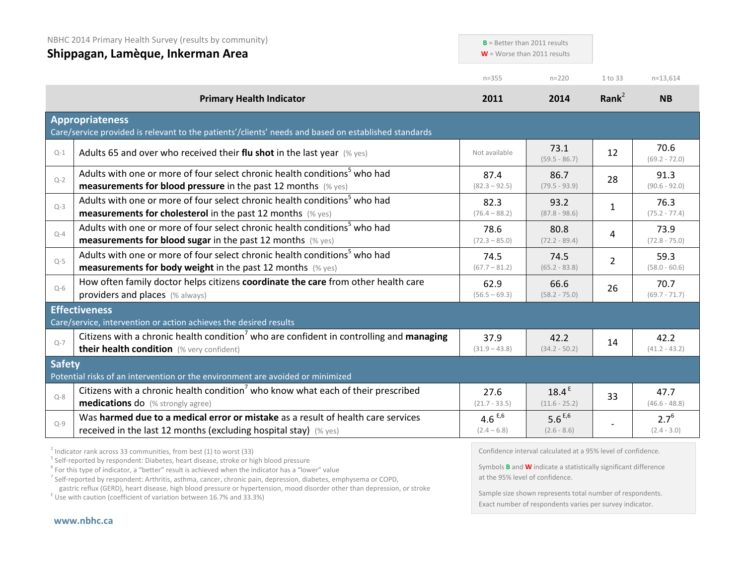NBHC 2014 Primary Health Survey (results by community)

## Shippagan, Lamèque, Inkerman Area

**B** = Better than 2011 results
**W** = Worse than 2011 results

| | Primary Health Indicator | 2011 (n=355) | 2014 (n=220) | Rank[2] (1 to 33) | NB (n=13,614) |
|---|---|---|---|---|---|
| | **Appropriateness** Care/service provided is relevant to the patients'/clients' needs and based on established standards | | | | |
| Q-1 | Adults 65 and over who received their **flu shot** in the last year (% yes) | Not available | 73.1 (59.5 - 86.7) | 12 | 70.6 (69.2 - 72.0) |
| Q-2 | Adults with one or more of four select chronic health conditions[5] who had **measurements for blood pressure** in the past 12 months (% yes) | 87.4 (82.3 – 92.5) | 86.7 (79.5 - 93.9) | 28 | 91.3 (90.6 - 92.0) |
| Q-3 | Adults with one or more of four select chronic health conditions[5] who had **measurements for cholesterol** in the past 12 months (% yes) | 82.3 (76.4 – 88.2) | 93.2 (87.8 - 98.6) | 1 | 76.3 (75.2 - 77.4) |
| Q-4 | Adults with one or more of four select chronic health conditions[5] who had **measurements for blood sugar** in the past 12 months (% yes) | 78.6 (72.3 – 85.0) | 80.8 (72.2 - 89.4) | 4 | 73.9 (72.8 - 75.0) |
| Q-5 | Adults with one or more of four select chronic health conditions[5] who had **measurements for body weight** in the past 12 months (% yes) | 74.5 (67.7 – 81.2) | 74.5 (65.2 - 83.8) | 2 | 59.3 (58.0 - 60.6) |
| Q-6 | How often family doctor helps citizens **coordinate the care** from other health care providers and places (% always) | 62.9 (56.5 – 69.3) | 66.6 (58.2 - 75.0) | 26 | 70.7 (69.7 - 71.7) |
| | **Effectiveness** Care/service, intervention or action achieves the desired results | | | | |
| Q-7 | Citizens with a chronic health condition[7] who are confident in controlling and **managing their health condition** (% very confident) | 37.9 (31.9 – 43.8) | 42.2 (34.2 - 50.2) | 14 | 42.2 (41.2 - 43.2) |
| | **Safety** Potential risks of an intervention or the environment are avoided or minimized | | | | |
| Q-8 | Citizens with a chronic health condition[7] who know what each of their prescribed **medications** do (% strongly agree) | 27.6 (21.7 - 33.5) | 18.4[E] (11.6 - 25.2) | 33 | 47.7 (46.6 - 48.8) |
| Q-9 | Was **harmed due to a medical error or mistake** as a result of health care services received in the last 12 months (excluding hospital stay) (% yes) | 4.6[E,6] (2.4 – 6.8) | 5.6[E,6] (2.6 - 8.6) | - | 2.7[6] (2.4 - 3.0) |

[2] Indicator rank across 33 communities, from best (1) to worst (33)
[5] Self-reported by respondent: Diabetes, heart disease, stroke or high blood pressure
[6] For this type of indicator, a "better" result is achieved when the indicator has a "lower" value
[7] Self-reported by respondent: Arthritis, asthma, cancer, chronic pain, depression, diabetes, emphysema or COPD, gastric reflux (GERD), heart disease, high blood pressure or hypertension, mood disorder other than depression, or stroke
[E] Use with caution (coefficient of variation between 16.7% and 33.3%)

Confidence interval calculated at a 95% level of confidence.

Symbols **B** and **W** indicate a statistically significant difference at the 95% level of confidence.

Sample size shown represents total number of respondents. Exact number of respondents varies per survey indicator.

www.nbhc.ca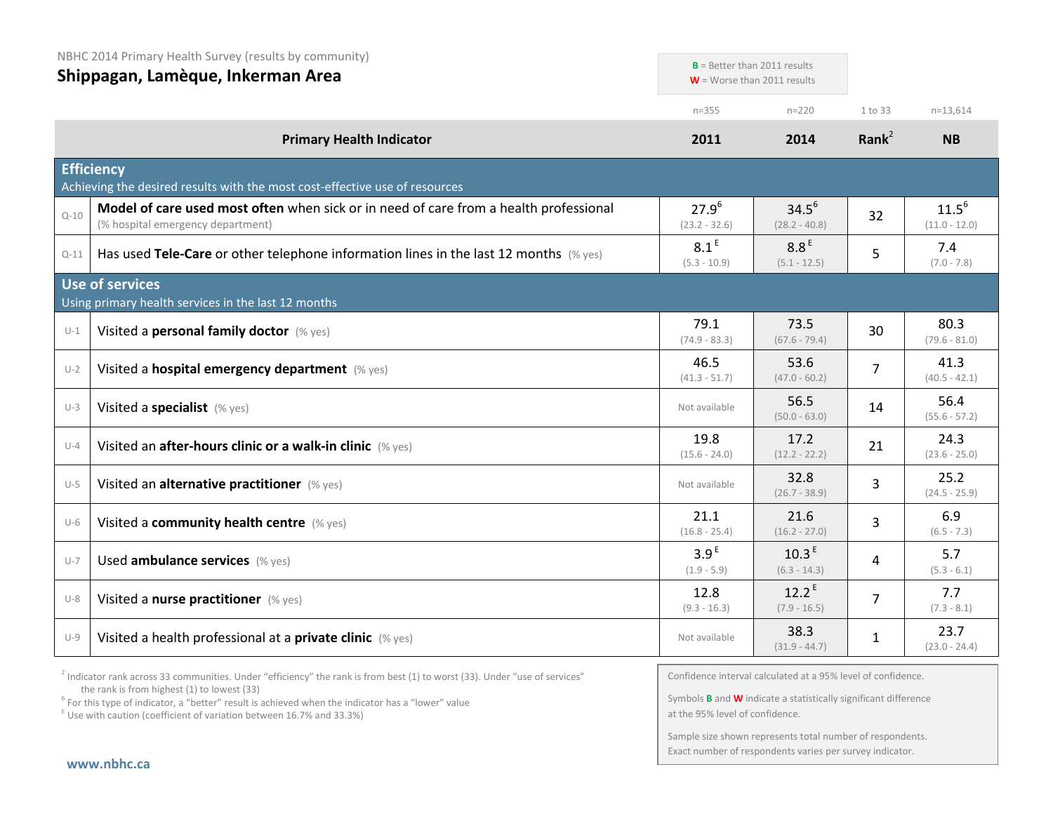NBHC 2014 Primary Health Survey (results by community)

# Shippagan, Lamèque, Inkerman Area

**B** = Better than 2011 results
**W** = Worse than 2011 results

| | Primary Health Indicator | 2011 (n=355) | 2014 (n=220) | Rank[2] (1 to 33) | NB (n=13,614) |
|---|---|---|---|---|---|
| | **Efficiency** Achieving the desired results with the most cost-effective use of resources | | | | |
| Q-10 | **Model of care used most often** when sick or in need of care from a health professional (% hospital emergency department) | 27.9[6] (23.2 - 32.6) | 34.5[6] (28.2 - 40.8) | 32 | 11.5[6] (11.0 - 12.0) |
| Q-11 | Has used **Tele-Care** or other telephone information lines in the last 12 months (% yes) | 8.1[E] (5.3 - 10.9) | 8.8[E] (5.1 - 12.5) | 5 | 7.4 (7.0 - 7.8) |
| | **Use of services** Using primary health services in the last 12 months | | | | |
| U-1 | Visited a **personal family doctor** (% yes) | 79.1 (74.9 - 83.3) | 73.5 (67.6 - 79.4) | 30 | 80.3 (79.6 - 81.0) |
| U-2 | Visited a **hospital emergency department** (% yes) | 46.5 (41.3 - 51.7) | 53.6 (47.0 - 60.2) | 7 | 41.3 (40.5 - 42.1) |
| U-3 | Visited a **specialist** (% yes) | Not available | 56.5 (50.0 - 63.0) | 14 | 56.4 (55.6 - 57.2) |
| U-4 | Visited an **after-hours clinic or a walk-in clinic** (% yes) | 19.8 (15.6 - 24.0) | 17.2 (12.2 - 22.2) | 21 | 24.3 (23.6 - 25.0) |
| U-5 | Visited an **alternative practitioner** (% yes) | Not available | 32.8 (26.7 - 38.9) | 3 | 25.2 (24.5 - 25.9) |
| U-6 | Visited a **community health centre** (% yes) | 21.1 (16.8 - 25.4) | 21.6 (16.2 - 27.0) | 3 | 6.9 (6.5 - 7.3) |
| U-7 | Used **ambulance services** (% yes) | 3.9[E] (1.9 - 5.9) | 10.3[E] (6.3 - 14.3) | 4 | 5.7 (5.3 - 6.1) |
| U-8 | Visited a **nurse practitioner** (% yes) | 12.8 (9.3 - 16.3) | 12.2[E] (7.9 - 16.5) | 7 | 7.7 (7.3 - 8.1) |
| U-9 | Visited a health professional at a **private clinic** (% yes) | Not available | 38.3 (31.9 - 44.7) | 1 | 23.7 (23.0 - 24.4) |

[2] Indicator rank across 33 communities. Under "efficiency" the rank is from best (1) to worst (33). Under "use of services" the rank is from highest (1) to lowest (33)

[6] For this type of indicator, a "better" result is achieved when the indicator has a "lower" value

[E] Use with caution (coefficient of variation between 16.7% and 33.3%)

Confidence interval calculated at a 95% level of confidence.

Symbols **B** and **W** indicate a statistically significant difference at the 95% level of confidence.

Sample size shown represents total number of respondents. Exact number of respondents varies per survey indicator.

www.nbhc.ca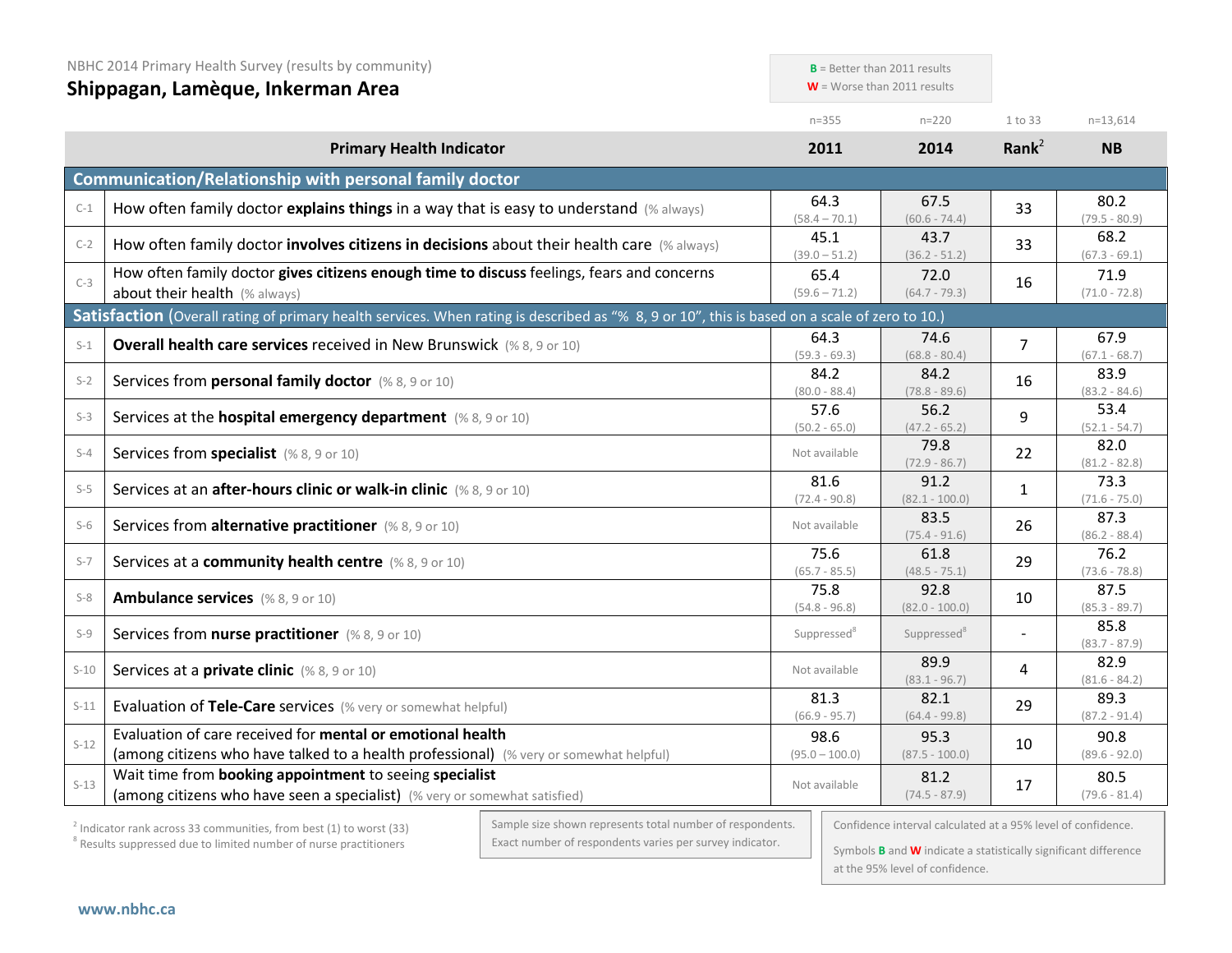NBHC 2014 Primary Health Survey (results by community)

# Shippagan, Lamèque, Inkerman Area

**B** = Better than 2011 results
**W** = Worse than 2011 results

| | Primary Health Indicator | 2011 (n=355) | 2014 (n=220) | Rank[2] (1 to 33) | NB (n=13,614) |
|---|---|---|---|---|---|
| **Communication/Relationship with personal family doctor** | | | | | |
| C-1 | How often family doctor **explains things** in a way that is easy to understand (% always) | 64.3 (58.4 – 70.1) | 67.5 (60.6 - 74.4) | 33 | 80.2 (79.5 - 80.9) |
| C-2 | How often family doctor **involves citizens in decisions** about their health care (% always) | 45.1 (39.0 – 51.2) | 43.7 (36.2 - 51.2) | 33 | 68.2 (67.3 - 69.1) |
| C-3 | How often family doctor **gives citizens enough time to discuss** feelings, fears and concerns about their health (% always) | 65.4 (59.6 – 71.2) | 72.0 (64.7 - 79.3) | 16 | 71.9 (71.0 - 72.8) |
| **Satisfaction** (Overall rating of primary health services. When rating is described as "% 8, 9 or 10", this is based on a scale of zero to 10.) | | | | | |
| S-1 | **Overall health care services** received in New Brunswick (% 8, 9 or 10) | 64.3 (59.3 - 69.3) | 74.6 (68.8 - 80.4) | 7 | 67.9 (67.1 - 68.7) |
| S-2 | Services from **personal family doctor** (% 8, 9 or 10) | 84.2 (80.0 - 88.4) | 84.2 (78.8 - 89.6) | 16 | 83.9 (83.2 - 84.6) |
| S-3 | Services at the **hospital emergency department** (% 8, 9 or 10) | 57.6 (50.2 - 65.0) | 56.2 (47.2 - 65.2) | 9 | 53.4 (52.1 - 54.7) |
| S-4 | Services from **specialist** (% 8, 9 or 10) | Not available | 79.8 (72.9 - 86.7) | 22 | 82.0 (81.2 - 82.8) |
| S-5 | Services at an **after-hours clinic or walk-in clinic** (% 8, 9 or 10) | 81.6 (72.4 - 90.8) | 91.2 (82.1 - 100.0) | 1 | 73.3 (71.6 - 75.0) |
| S-6 | Services from **alternative practitioner** (% 8, 9 or 10) | Not available | 83.5 (75.4 - 91.6) | 26 | 87.3 (86.2 - 88.4) |
| S-7 | Services at a **community health centre** (% 8, 9 or 10) | 75.6 (65.7 - 85.5) | 61.8 (48.5 - 75.1) | 29 | 76.2 (73.6 - 78.8) |
| S-8 | **Ambulance services** (% 8, 9 or 10) | 75.8 (54.8 - 96.8) | 92.8 (82.0 - 100.0) | 10 | 87.5 (85.3 - 89.7) |
| S-9 | Services from **nurse practitioner** (% 8, 9 or 10) | Suppressed[8] | Suppressed[8] | - | 85.8 (83.7 - 87.9) |
| S-10 | Services at a **private clinic** (% 8, 9 or 10) | Not available | 89.9 (83.1 - 96.7) | 4 | 82.9 (81.6 - 84.2) |
| S-11 | Evaluation of **Tele-Care** services (% very or somewhat helpful) | 81.3 (66.9 - 95.7) | 82.1 (64.4 - 99.8) | 29 | 89.3 (87.2 - 91.4) |
| S-12 | Evaluation of care received for **mental or emotional health** (among citizens who have talked to a health professional) (% very or somewhat helpful) | 98.6 (95.0 – 100.0) | 95.3 (87.5 - 100.0) | 10 | 90.8 (89.6 - 92.0) |
| S-13 | Wait time from **booking appointment** to seeing **specialist** (among citizens who have seen a specialist) (% very or somewhat satisfied) | Not available | 81.2 (74.5 - 87.9) | 17 | 80.5 (79.6 - 81.4) |

[2] Indicator rank across 33 communities, from best (1) to worst (33)
[8] Results suppressed due to limited number of nurse practitioners

Sample size shown represents total number of respondents. Exact number of respondents varies per survey indicator.

Confidence interval calculated at a 95% level of confidence.

Symbols **B** and **W** indicate a statistically significant difference at the 95% level of confidence.

www.nbhc.ca